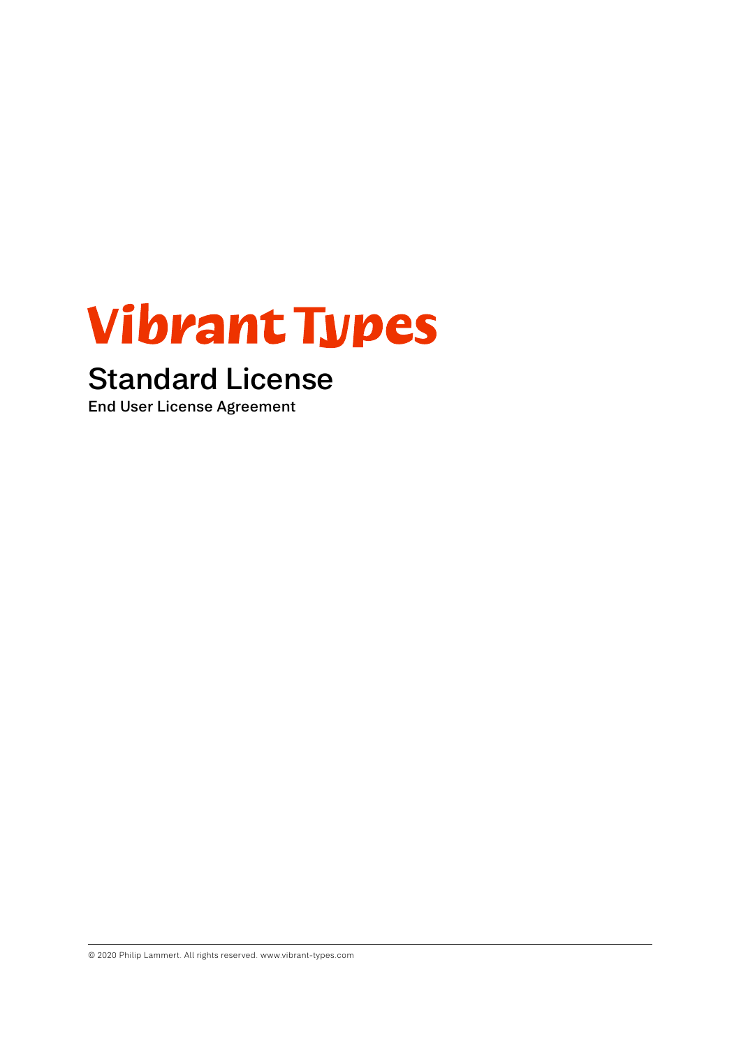# Vibrant Types

## Standard License

End User License Agreement

© 2020 Philip Lammert. All rights reserved. www.vibrant-types.com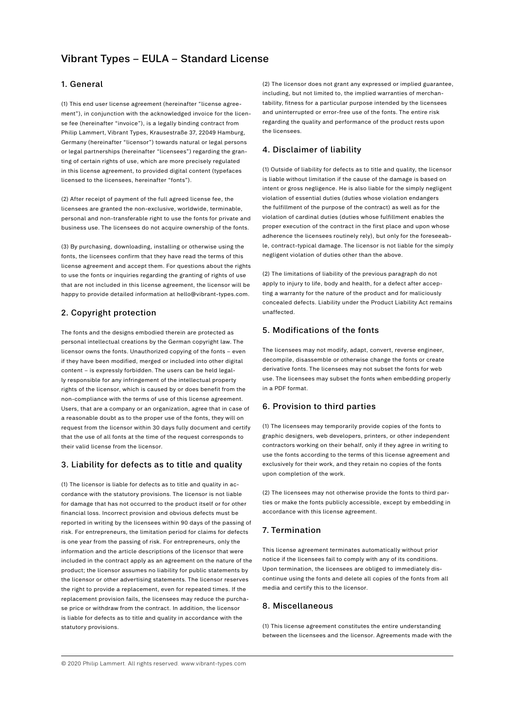# Vibrant Types – EULA – Standard License

## 1. General

(1) This end user license agreement (hereinafter "license agreement"), in conjunction with the acknowledged invoice for the license fee (hereinafter "invoice"), is a legally binding contract from Philip Lammert, Vibrant Types, Krausestraße 37, 22049 Hamburg, Germany (hereinafter "licensor") towards natural or legal persons or legal partnerships (hereinafter "licensees") regarding the granting of certain rights of use, which are more precisely regulated in this license agreement, to provided digital content (typefaces licensed to the licensees, hereinafter "fonts").

(2) After receipt of payment of the full agreed license fee, the licensees are granted the non-exclusive, worldwide, terminable, personal and non-transferable right to use the fonts for private and business use. The licensees do not acquire ownership of the fonts.

(3) By purchasing, downloading, installing or otherwise using the fonts, the licensees confirm that they have read the terms of this license agreement and accept them. For questions about the rights to use the fonts or inquiries regarding the granting of rights of use that are not included in this license agreement, the licensor will be happy to provide detailed information at hello@vibrant-types.com.

## 2. Copyright protection

The fonts and the designs embodied therein are protected as personal intellectual creations by the German copyright law. The licensor owns the fonts. Unauthorized copying of the fonts – even if they have been modified, merged or included into other digital content – is expressly forbidden. The users can be held legally responsible for any infringement of the intellectual property rights of the licensor, which is caused by or does benefit from the non-compliance with the terms of use of this license agreement. Users, that are a company or an organization, agree that in case of a reasonable doubt as to the proper use of the fonts, they will on request from the licensor within 30 days fully document and certify that the use of all fonts at the time of the request corresponds to their valid license from the licensor.

## 3. Liability for defects as to title and quality

(1) The licensor is liable for defects as to title and quality in accordance with the statutory provisions. The licensor is not liable for damage that has not occurred to the product itself or for other financial loss. Incorrect provision and obvious defects must be reported in writing by the licensees within 90 days of the passing of risk. For entrepreneurs, the limitation period for claims for defects is one year from the passing of risk. For entrepreneurs, only the information and the article descriptions of the licensor that were included in the contract apply as an agreement on the nature of the product; the licensor assumes no liability for public statements by the licensor or other advertising statements. The licensor reserves the right to provide a replacement, even for repeated times. If the replacement provision fails, the licensees may reduce the purchase price or withdraw from the contract. In addition, the licensor is liable for defects as to title and quality in accordance with the statutory provisions.

(2) The licensor does not grant any expressed or implied guarantee, including, but not limited to, the implied warranties of merchantability, fitness for a particular purpose intended by the licensees and uninterrupted or error-free use of the fonts. The entire risk regarding the quality and performance of the product rests upon the licensees.

## 4. Disclaimer of liability

(1) Outside of liability for defects as to title and quality, the licensor is liable without limitation if the cause of the damage is based on intent or gross negligence. He is also liable for the simply negligent violation of essential duties (duties whose violation endangers the fulfillment of the purpose of the contract) as well as for the violation of cardinal duties (duties whose fulfillment enables the proper execution of the contract in the first place and upon whose adherence the licensees routinely rely), but only for the foreseeable, contract-typical damage. The licensor is not liable for the simply negligent violation of duties other than the above.

(2) The limitations of liability of the previous paragraph do not apply to injury to life, body and health, for a defect after accepting a warranty for the nature of the product and for maliciously concealed defects. Liability under the Product Liability Act remains unaffected.

## 5. Modifications of the fonts

The licensees may not modify, adapt, convert, reverse engineer, decompile, disassemble or otherwise change the fonts or create derivative fonts. The licensees may not subset the fonts for web use. The licensees may subset the fonts when embedding properly in a PDF format.

## 6. Provision to third parties

(1) The licensees may temporarily provide copies of the fonts to graphic designers, web developers, printers, or other independent contractors working on their behalf, only if they agree in writing to use the fonts according to the terms of this license agreement and exclusively for their work, and they retain no copies of the fonts upon completion of the work.

(2) The licensees may not otherwise provide the fonts to third parties or make the fonts publicly accessible, except by embedding in accordance with this license agreement.

## 7. Termination

This license agreement terminates automatically without prior notice if the licensees fail to comply with any of its conditions. Upon termination, the licensees are obliged to immediately discontinue using the fonts and delete all copies of the fonts from all media and certify this to the licensor.

## 8. Miscellaneous

(1) This license agreement constitutes the entire understanding between the licensees and the licensor. Agreements made with the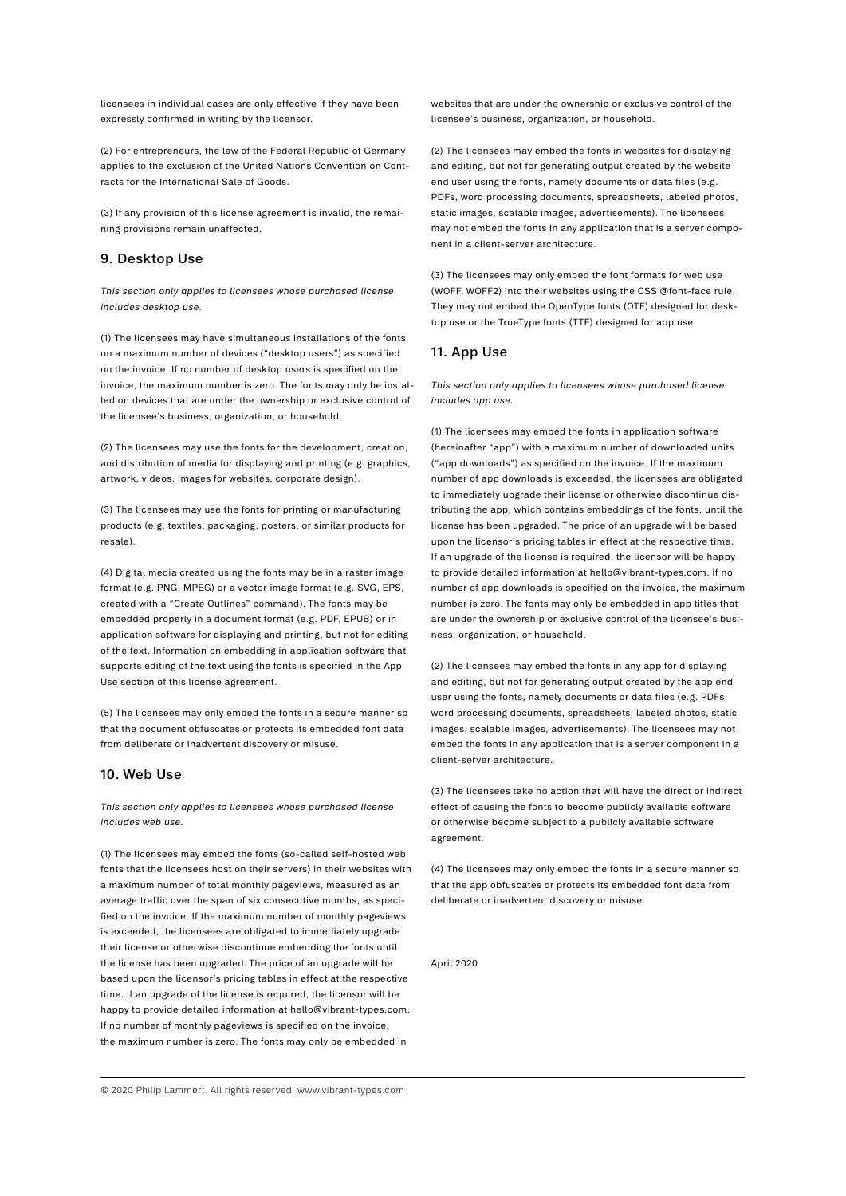licensees in individual cases are only effective if they have been expressly confirmed in writing by the licensor.

(2) For entrepreneurs, the law of the Federal Republic of Germany applies to the exclusion of the United Nations Convention on Contracts for the International Sale of Goods.

(3) If any provision of this license agreement is invalid, the remaining provisions remain unaffected.

## 9. Desktop Use

*This section only applies to licensees whose purchased license includes desktop use.*

(1) The licensees may have simultaneous installations of the fonts on a maximum number of devices ("desktop users") as specified on the invoice. If no number of desktop users is specified on the invoice, the maximum number is zero. The fonts may only be installed on devices that are under the ownership or exclusive control of the licensee's business, organization, or household.

(2) The licensees may use the fonts for the development, creation, and distribution of media for displaying and printing (e.g. graphics, artwork, videos, images for websites, corporate design).

(3) The licensees may use the fonts for printing or manufacturing products (e.g. textiles, packaging, posters, or similar products for resale).

(4) Digital media created using the fonts may be in a raster image format (e.g. PNG, MPEG) or a vector image format (e.g. SVG, EPS, created with a "Create Outlines" command). The fonts may be embedded properly in a document format (e.g. PDF, EPUB) or in application software for displaying and printing, but not for editing of the text. Information on embedding in application software that supports editing of the text using the fonts is specified in the App Use section of this license agreement.

(5) The licensees may only embed the fonts in a secure manner so that the document obfuscates or protects its embedded font data from deliberate or inadvertent discovery or misuse.

## 10. Web Use

*This section only applies to licensees whose purchased license includes web use.*

(1) The licensees may embed the fonts (so-called self-hosted web fonts that the licensees host on their servers) in their websites with a maximum number of total monthly pageviews, measured as an average traffic over the span of six consecutive months, as specified on the invoice. If the maximum number of monthly pageviews is exceeded, the licensees are obligated to immediately upgrade their license or otherwise discontinue embedding the fonts until the license has been upgraded. The price of an upgrade will be based upon the licensor's pricing tables in effect at the respective time. If an upgrade of the license is required, the licensor will be happy to provide detailed information at hello@vibrant-types.com. If no number of monthly pageviews is specified on the invoice, the maximum number is zero. The fonts may only be embedded in websites that are under the ownership or exclusive control of the licensee's business, organization, or household.

(2) The licensees may embed the fonts in websites for displaying and editing, but not for generating output created by the website end user using the fonts, namely documents or data files (e.g. PDFs, word processing documents, spreadsheets, labeled photos, static images, scalable images, advertisements). The licensees may not embed the fonts in any application that is a server component in a client-server architecture.

(3) The licensees may only embed the font formats for web use (WOFF, WOFF2) into their websites using the CSS @font-face rule. They may not embed the OpenType fonts (OTF) designed for desktop use or the TrueType fonts (TTF) designed for app use.

## 11. App Use

*This section only applies to licensees whose purchased license includes app use.*

(1) The licensees may embed the fonts in application software (hereinafter "app") with a maximum number of downloaded units ("app downloads") as specified on the invoice. If the maximum number of app downloads is exceeded, the licensees are obligated to immediately upgrade their license or otherwise discontinue distributing the app, which contains embeddings of the fonts, until the license has been upgraded. The price of an upgrade will be based upon the licensor's pricing tables in effect at the respective time. If an upgrade of the license is required, the licensor will be happy to provide detailed information at hello@vibrant-types.com. If no number of app downloads is specified on the invoice, the maximum number is zero. The fonts may only be embedded in app titles that are under the ownership or exclusive control of the licensee's business, organization, or household.

(2) The licensees may embed the fonts in any app for displaying and editing, but not for generating output created by the app end user using the fonts, namely documents or data files (e.g. PDFs, word processing documents, spreadsheets, labeled photos, static images, scalable images, advertisements). The licensees may not embed the fonts in any application that is a server component in a client-server architecture.

(3) The licensees take no action that will have the direct or indirect effect of causing the fonts to become publicly available software or otherwise become subject to a publicly available software agreement.

(4) The licensees may only embed the fonts in a secure manner so that the app obfuscates or protects its embedded font data from deliberate or inadvertent discovery or misuse.

April 2020

© 2020 Philip Lammert. All rights reserved. www.vibrant-types.com